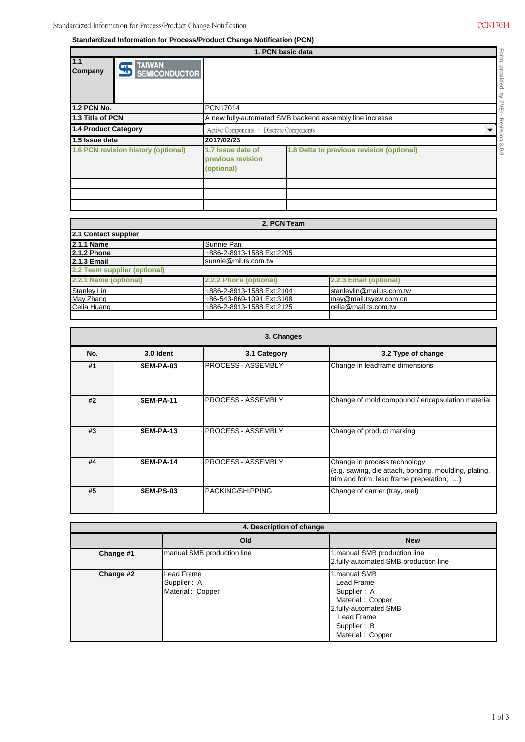### Standardized Information for Process/Product Change Notification (PCN)

| 1. PCN basic data | | |
|---|---|---|
| **1.1 Company** | TAIWAN SEMICONDUCTOR | |
| **1.2 PCN No.** | PCN17014 | |
| **1.3 Title of PCN** | A new fully-automated SMB backend assembly line increase | |
| **1.4 Product Category** | Active Components － Discrete Components | |
| **1.5 Issue date** | 2017/02/23 | |
| **1.6 PCN revision history (optional)** | **1.7 Issue date of previous revision (optional)** | **1.8 Delta to previous revision (optional)** |
| | | |
| | | |
| | | |

Form provided by ZVEI - Revision 3.0.0

| 2. PCN Team | | |
|---|---|---|
| **2.1 Contact supplier** | | |
| **2.1.1 Name** | Sunnie Pan | |
| **2.1.2 Phone** | +886-2-8913-1588 Ext:2205 | |
| **2.1.3 Email** | sunnie@mil.ts.com.tw | |
| **2.2 Team supplier (optional)** | | |
| **2.2.1 Name (optional)** | **2.2.2 Phone (optional)** | **2.2.3 Email (optional)** |
| Stanley Lin | +886-2-8913-1588 Ext:2104 | stanleylin@mail.ts.com.tw |
| May Zhang | +86-543-869-1091 Ext:3108 | may@mail.tsyew.com.cn |
| Celia Huang | +886-2-8913-1588 Ext:2125 | celia@mail.ts.com.tw |
| | | |

**3. Changes**

| No. | 3.0 Ident | 3.1 Category | 3.2 Type of change |
|---|---|---|---|
| #1 | SEM-PA-03 | PROCESS - ASSEMBLY | Change in leadframe dimensions |
| #2 | SEM-PA-11 | PROCESS - ASSEMBLY | Change of mold compound / encapsulation material |
| #3 | SEM-PA-13 | PROCESS - ASSEMBLY | Change of product marking |
| #4 | SEM-PA-14 | PROCESS - ASSEMBLY | Change in process technology (e.g. sawing, die attach, bonding, moulding, plating, trim and form, lead frame preperation, …) |
| #5 | SEM-PS-03 | PACKING/SHIPPING | Change of carrier (tray, reel) |

**4. Description of change**

| | Old | New |
|---|---|---|
| **Change #1** | manual SMB production line | 1.manual SMB production line<br>2.fully-automated SMB production line |
| **Change #2** | Lead Frame<br>Supplier : A<br>Material : Copper | 1.manual SMB<br>Lead Frame<br>Supplier : A<br>Material : Copper<br>2.fully-automated SMB<br>Lead Frame<br>Supplier : B<br>Material : Copper |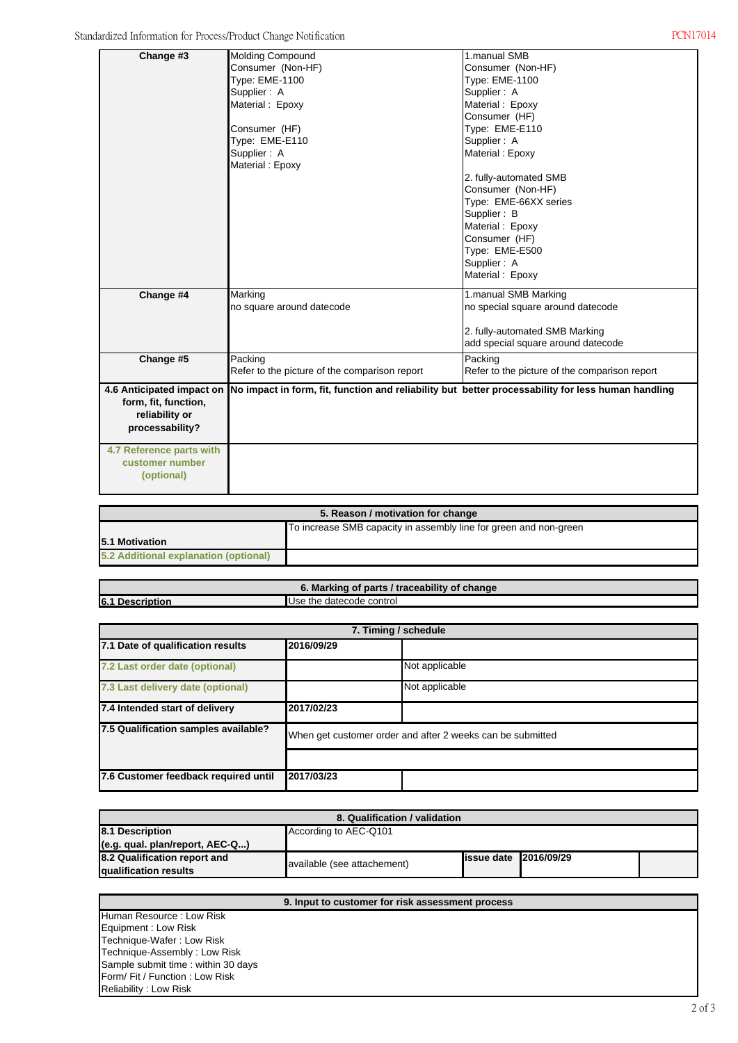| | | |
|---|---|---|
| **Change #3** | Molding Compound<br>Consumer (Non-HF)<br>Type: EME-1100<br>Supplier : A<br>Material : Epoxy<br><br>Consumer (HF)<br>Type: EME-E110<br>Supplier : A<br>Material : Epoxy | 1.manual SMB<br>Consumer (Non-HF)<br>Type: EME-1100<br>Supplier : A<br>Material : Epoxy<br>Consumer (HF)<br>Type: EME-E110<br>Supplier : A<br>Material : Epoxy<br><br>2. fully-automated SMB<br>Consumer (Non-HF)<br>Type: EME-66XX series<br>Supplier : B<br>Material : Epoxy<br>Consumer (HF)<br>Type: EME-E500<br>Supplier : A<br>Material : Epoxy |
| **Change #4** | Marking<br>no square around datecode | 1.manual SMB Marking<br>no special square around datecode<br><br>2. fully-automated SMB Marking<br>add special square around datecode |
| **Change #5** | Packing<br>Refer to the picture of the comparison report | Packing<br>Refer to the picture of the comparison report |
| **4.6 Anticipated impact on form, fit, function, reliability or processability?** | **No impact in form, fit, function and reliability but better processability for less human handling** | |
| **4.7 Reference parts with customer number (optional)** | | |

| 5. Reason / motivation for change | |
|---|---|
| **5.1 Motivation** | To increase SMB capacity in assembly line for green and non-green |
| **5.2 Additional explanation (optional)** | |

| 6. Marking of parts / traceability of change | |
|---|---|
| **6.1 Description** | Use the datecode control |

| 7. Timing / schedule | | |
|---|---|---|
| **7.1 Date of qualification results** | **2016/09/29** | |
| **7.2 Last order date (optional)** | | Not applicable |
| **7.3 Last delivery date (optional)** | | Not applicable |
| **7.4 Intended start of delivery** | **2017/02/23** | |
| **7.5 Qualification samples available?** | When get customer order and after 2 weeks can be submitted | |
| **7.6 Customer feedback required until** | **2017/03/23** | |

| 8. Qualification / validation | | | | |
|---|---|---|---|---|
| **8.1 Description (e.g. qual. plan/report, AEC-Q...)** | According to AEC-Q101 | | | |
| **8.2 Qualification report and qualification results** | available (see attachement) | **issue date** | **2016/09/29** | |

| 9. Input to customer for risk assessment process |
|---|
| Human Resource : Low Risk<br>Equipment : Low Risk<br>Technique-Wafer : Low Risk<br>Technique-Assembly : Low Risk<br>Sample submit time : within 30 days<br>Form/ Fit / Function : Low Risk<br>Reliability : Low Risk |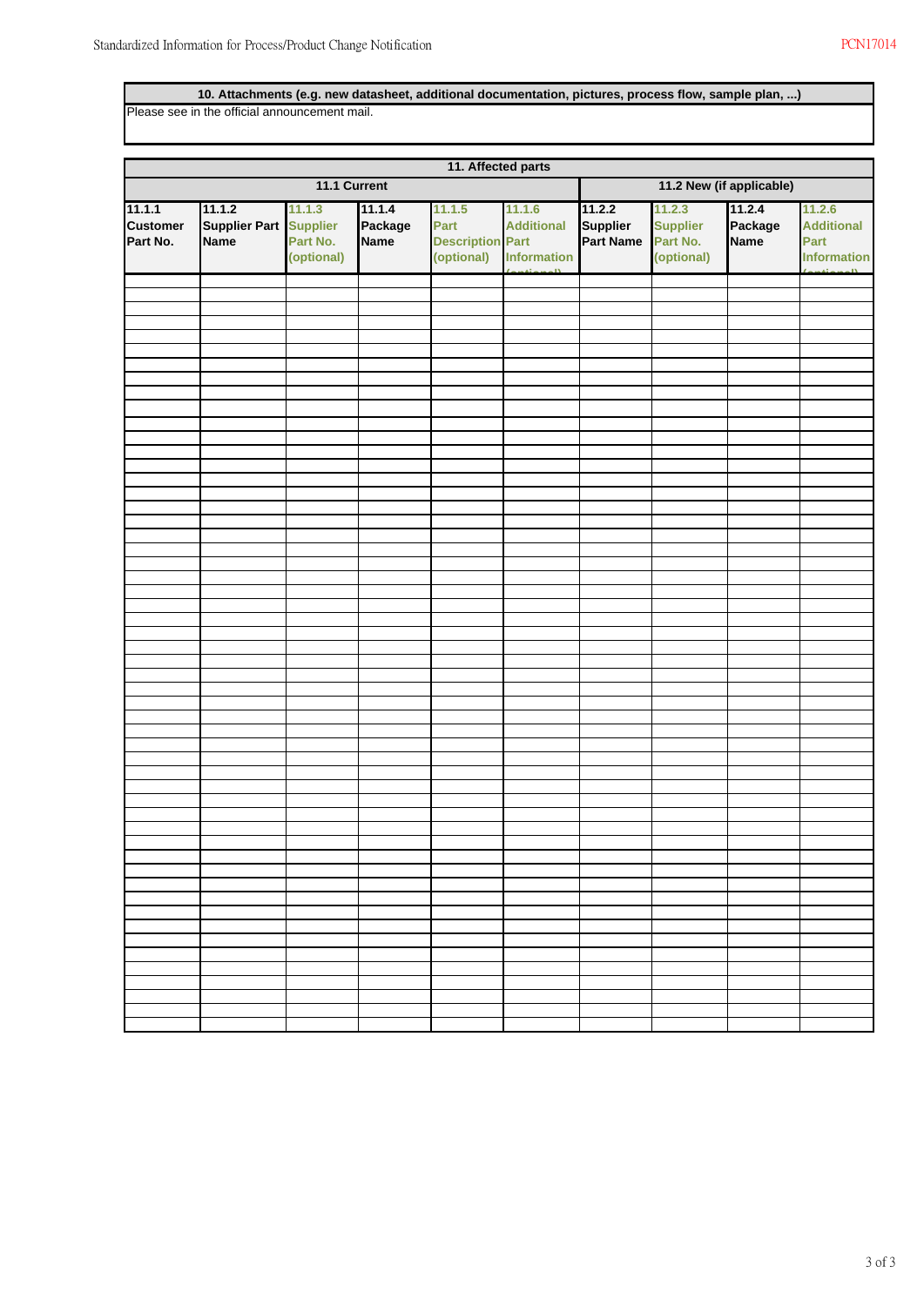**10. Attachments (e.g. new datasheet, additional documentation, pictures, process flow, sample plan, ...)**

Please see in the official announcement mail.

**11. Affected parts**

| 11.1 Current | | | | | | 11.2 New (if applicable) | | | |
|---|---|---|---|---|---|---|---|---|---|
| 11.1.1 Customer Part No. | 11.1.2 Supplier Part Name | 11.1.3 Supplier Part No. (optional) | 11.1.4 Package Name | 11.1.5 Part Description (optional) | 11.1.6 Additional Part Information (optional) | 11.2.2 Supplier Part Name | 11.2.3 Supplier Part No. (optional) | 11.2.4 Package Name | 11.2.6 Additional Part Information (optional) |
| | | | | | | | | | |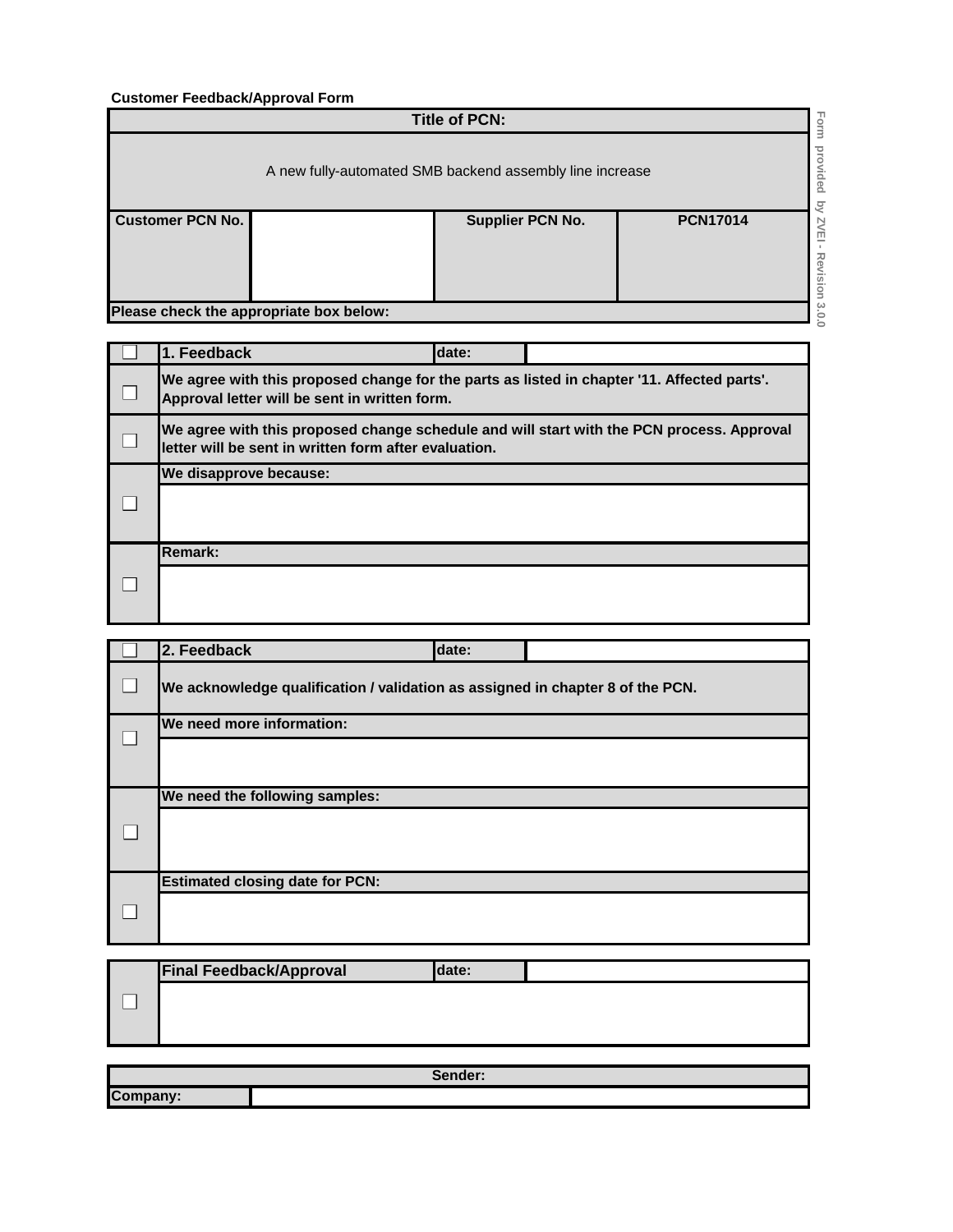**Customer Feedback/Approval Form**

| Title of PCN: | | | |
|---|---|---|---|
| A new fully-automated SMB backend assembly line increase | | | |
| **Customer PCN No.** | | **Supplier PCN No.** | **PCN17014** |
| **Please check the appropriate box below:** | | | |

Form provided by ZVEI - Revision 3.0.0

| ☐ | **1. Feedback** | **date:** | |
|---|---|---|---|
| ☐ | **We agree with this proposed change for the parts as listed in chapter '11. Affected parts'. Approval letter will be sent in written form.** | | |
| ☐ | **We agree with this proposed change schedule and will start with the PCN process. Approval letter will be sent in written form after evaluation.** | | |
| ☐ | **We disapprove because:** | | |
| ☐ | **Remark:** | | |

| ☐ | **2. Feedback** | **date:** | |
|---|---|---|---|
| ☐ | **We acknowledge qualification / validation as assigned in chapter 8 of the PCN.** | | |
| ☐ | **We need more information:** | | |
| ☐ | **We need the following samples:** | | |
| ☐ | **Estimated closing date for PCN:** | | |

| ☐ | **Final Feedback/Approval** | **date:** | |
|---|---|---|---|

| **Sender:** | |
|---|---|
| **Company:** | |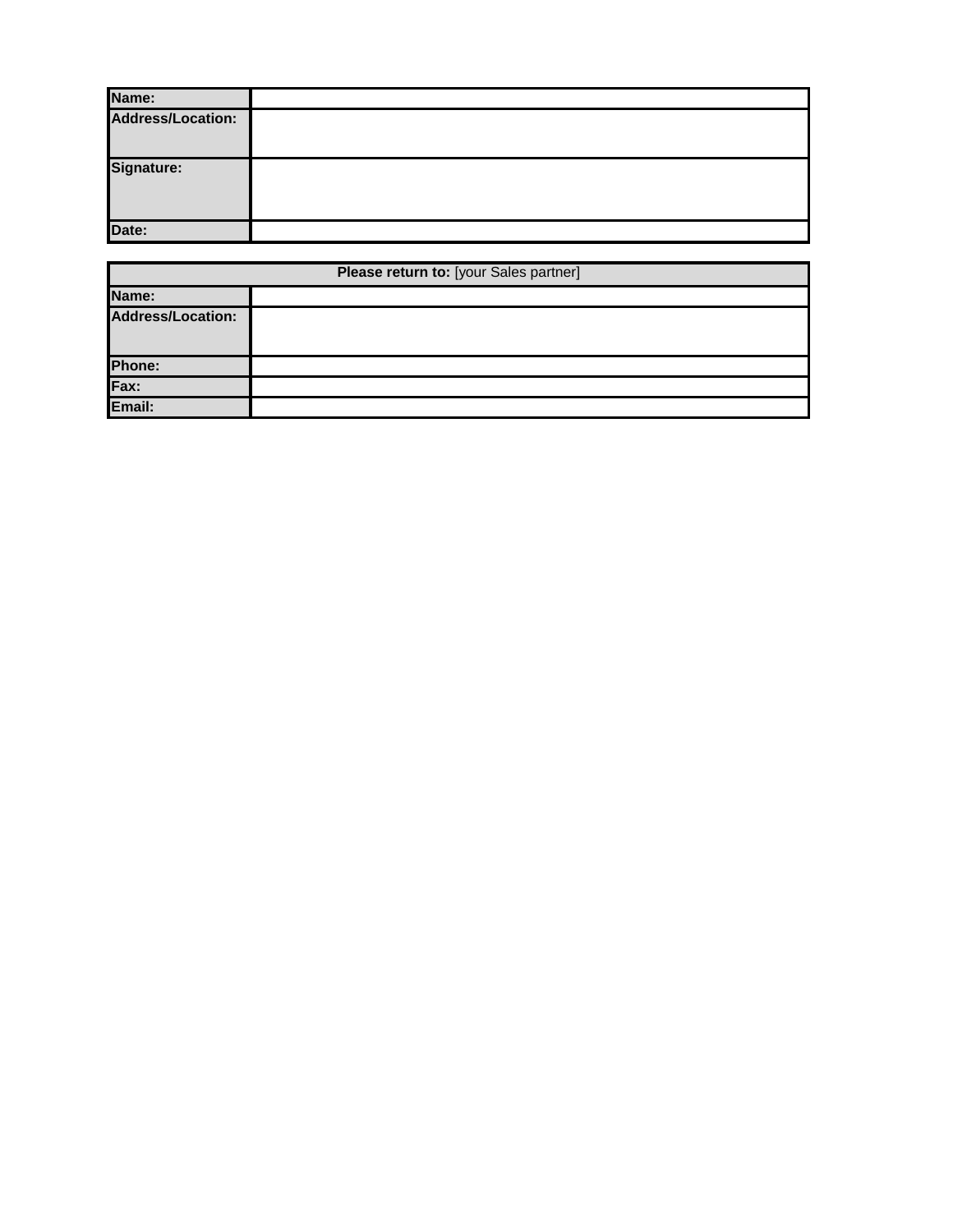| Name: | |
|---|---|
| Address/Location: | |
| Signature: | |
| Date: | |

| **Please return to:** [your Sales partner] | |
|---|---|
| Name: | |
| Address/Location: | |
| Phone: | |
| Fax: | |
| Email: | |